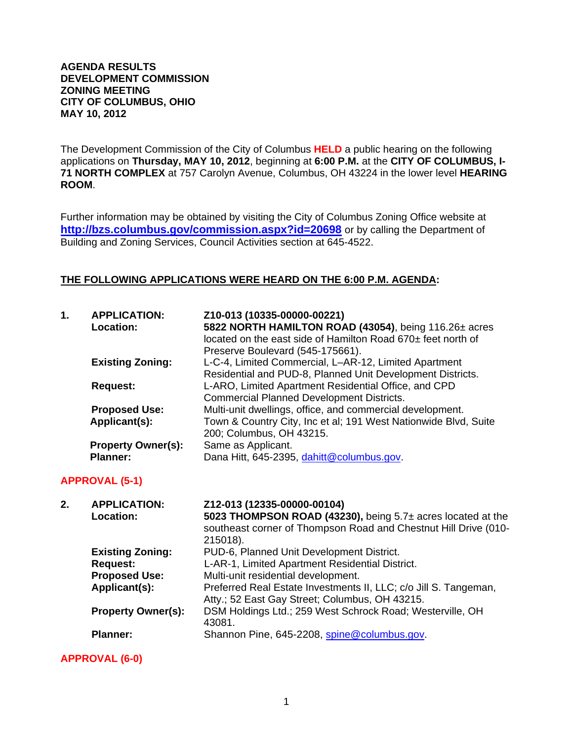**AGENDA RESULTS**
**DEVELOPMENT COMMISSION**
**ZONING MEETING**
**CITY OF COLUMBUS, OHIO**
**MAY 10, 2012**

The Development Commission of the City of Columbus **HELD** a public hearing on the following applications on **Thursday, MAY 10, 2012**, beginning at **6:00 P.M.** at the **CITY OF COLUMBUS, I-71 NORTH COMPLEX** at 757 Carolyn Avenue, Columbus, OH 43224 in the lower level **HEARING ROOM**.

Further information may be obtained by visiting the City of Columbus Zoning Office website at **http://bzs.columbus.gov/commission.aspx?id=20698** or by calling the Department of Building and Zoning Services, Council Activities section at 645-4522.

**THE FOLLOWING APPLICATIONS WERE HEARD ON THE 6:00 P.M. AGENDA:**

**1. APPLICATION:** **Z10-013 (10335-00000-00221)**
**Location:** **5822 NORTH HAMILTON ROAD (43054)**, being 116.26± acres located on the east side of Hamilton Road 670± feet north of Preserve Boulevard (545-175661).
**Existing Zoning:** L-C-4, Limited Commercial, L–AR-12, Limited Apartment Residential and PUD-8, Planned Unit Development Districts.
**Request:** L-ARO, Limited Apartment Residential Office, and CPD Commercial Planned Development Districts.
**Proposed Use:** Multi-unit dwellings, office, and commercial development.
**Applicant(s):** Town & Country City, Inc et al; 191 West Nationwide Blvd, Suite 200; Columbus, OH 43215.
**Property Owner(s):** Same as Applicant.
**Planner:** Dana Hitt, 645-2395, dahitt@columbus.gov.

**APPROVAL (5-1)**

**2. APPLICATION:** **Z12-013 (12335-00000-00104)**
**Location:** **5023 THOMPSON ROAD (43230),** being 5.7± acres located at the southeast corner of Thompson Road and Chestnut Hill Drive (010-215018).
**Existing Zoning:** PUD-6, Planned Unit Development District.
**Request:** L-AR-1, Limited Apartment Residential District.
**Proposed Use:** Multi-unit residential development.
**Applicant(s):** Preferred Real Estate Investments II, LLC; c/o Jill S. Tangeman, Atty.; 52 East Gay Street; Columbus, OH 43215.
**Property Owner(s):** DSM Holdings Ltd.; 259 West Schrock Road; Westerville, OH 43081.
**Planner:** Shannon Pine, 645-2208, spine@columbus.gov.

**APPROVAL (6-0)**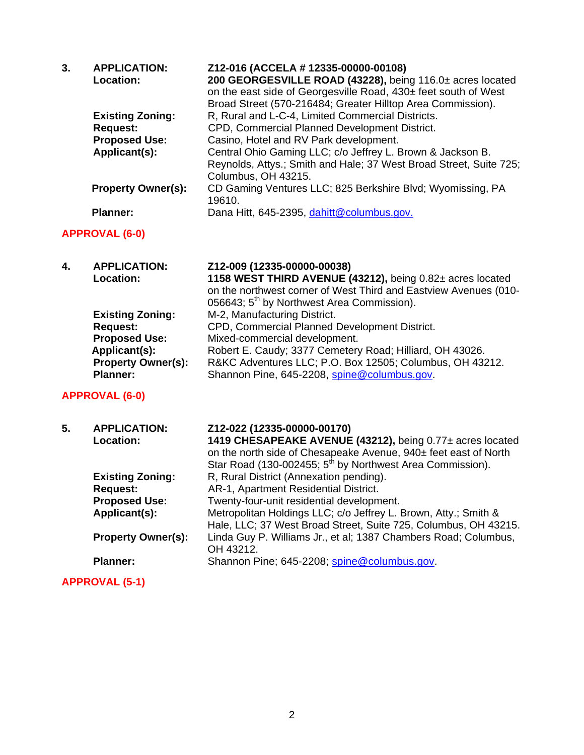**3.** **APPLICATION:** **Z12-016 (ACCELA # 12335-00000-00108)**

**Location:** **200 GEORGESVILLE ROAD (43228),** being 116.0± acres located on the east side of Georgesville Road, 430± feet south of West Broad Street (570-216484; Greater Hilltop Area Commission).

**Existing Zoning:** R, Rural and L-C-4, Limited Commercial Districts.

**Request:** CPD, Commercial Planned Development District.

**Proposed Use:** Casino, Hotel and RV Park development.

**Applicant(s):** Central Ohio Gaming LLC; c/o Jeffrey L. Brown & Jackson B. Reynolds, Attys.; Smith and Hale; 37 West Broad Street, Suite 725; Columbus, OH 43215.

**Property Owner(s):** CD Gaming Ventures LLC; 825 Berkshire Blvd; Wyomissing, PA 19610.

**Planner:** Dana Hitt, 645-2395, dahitt@columbus.gov.

**APPROVAL (6-0)**

**4.** **APPLICATION:** **Z12-009 (12335-00000-00038)**

**Location:** **1158 WEST THIRD AVENUE (43212),** being 0.82± acres located on the northwest corner of West Third and Eastview Avenues (010-056643; 5th by Northwest Area Commission).

**Existing Zoning:** M-2, Manufacturing District.

**Request:** CPD, Commercial Planned Development District.

**Proposed Use:** Mixed-commercial development.

**Applicant(s):** Robert E. Caudy; 3377 Cemetery Road; Hilliard, OH 43026.

**Property Owner(s):** R&KC Adventures LLC; P.O. Box 12505; Columbus, OH 43212.

**Planner:** Shannon Pine, 645-2208, spine@columbus.gov.

**APPROVAL (6-0)**

**5.** **APPLICATION:** **Z12-022 (12335-00000-00170)**

**Location:** **1419 CHESAPEAKE AVENUE (43212),** being 0.77± acres located on the north side of Chesapeake Avenue, 940± feet east of North Star Road (130-002455; 5th by Northwest Area Commission).

**Existing Zoning:** R, Rural District (Annexation pending).

**Request:** AR-1, Apartment Residential District.

**Proposed Use:** Twenty-four-unit residential development.

**Applicant(s):** Metropolitan Holdings LLC; c/o Jeffrey L. Brown, Atty.; Smith & Hale, LLC; 37 West Broad Street, Suite 725, Columbus, OH 43215.

**Property Owner(s):** Linda Guy P. Williams Jr., et al; 1387 Chambers Road; Columbus, OH 43212.

**Planner:** Shannon Pine; 645-2208; spine@columbus.gov.

**APPROVAL (5-1)**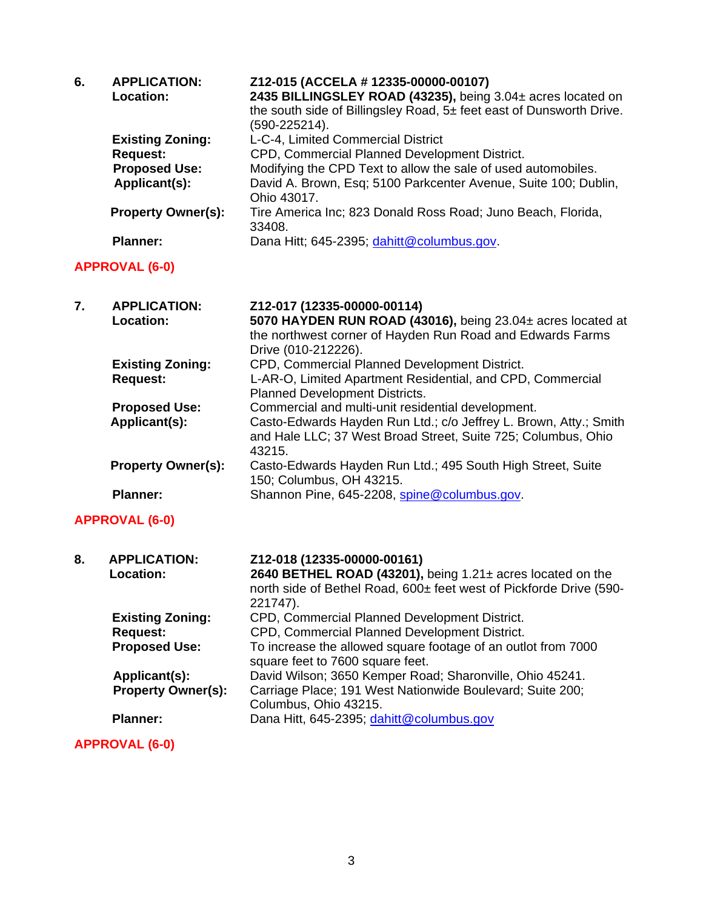**6. APPLICATION:** **Z12-015 (ACCELA # 12335-00000-00107)**

**Location:** **2435 BILLINGSLEY ROAD (43235),** being 3.04± acres located on the south side of Billingsley Road, 5± feet east of Dunsworth Drive. (590-225214).

**Existing Zoning:** L-C-4, Limited Commercial District

**Request:** CPD, Commercial Planned Development District.

**Proposed Use:** Modifying the CPD Text to allow the sale of used automobiles.

**Applicant(s):** David A. Brown, Esq; 5100 Parkcenter Avenue, Suite 100; Dublin, Ohio 43017.

**Property Owner(s):** Tire America Inc; 823 Donald Ross Road; Juno Beach, Florida, 33408.

**Planner:** Dana Hitt; 645-2395; dahitt@columbus.gov.

**APPROVAL (6-0)**

**7. APPLICATION:** **Z12-017 (12335-00000-00114)**

**Location:** **5070 HAYDEN RUN ROAD (43016),** being 23.04± acres located at the northwest corner of Hayden Run Road and Edwards Farms Drive (010-212226).

**Existing Zoning:** CPD, Commercial Planned Development District.

**Request:** L-AR-O, Limited Apartment Residential, and CPD, Commercial Planned Development Districts.

**Proposed Use:** Commercial and multi-unit residential development.

**Applicant(s):** Casto-Edwards Hayden Run Ltd.; c/o Jeffrey L. Brown, Atty.; Smith and Hale LLC; 37 West Broad Street, Suite 725; Columbus, Ohio 43215.

**Property Owner(s):** Casto-Edwards Hayden Run Ltd.; 495 South High Street, Suite 150; Columbus, OH 43215.

**Planner:** Shannon Pine, 645-2208, spine@columbus.gov.

**APPROVAL (6-0)**

**8. APPLICATION:** **Z12-018 (12335-00000-00161)**

**Location:** **2640 BETHEL ROAD (43201),** being 1.21± acres located on the north side of Bethel Road, 600± feet west of Pickforde Drive (590-221747).

**Existing Zoning:** CPD, Commercial Planned Development District.

**Request:** CPD, Commercial Planned Development District.

**Proposed Use:** To increase the allowed square footage of an outlot from 7000 square feet to 7600 square feet.

**Applicant(s):** David Wilson; 3650 Kemper Road; Sharonville, Ohio 45241.

**Property Owner(s):** Carriage Place; 191 West Nationwide Boulevard; Suite 200; Columbus, Ohio 43215.

**Planner:** Dana Hitt, 645-2395; dahitt@columbus.gov

**APPROVAL (6-0)**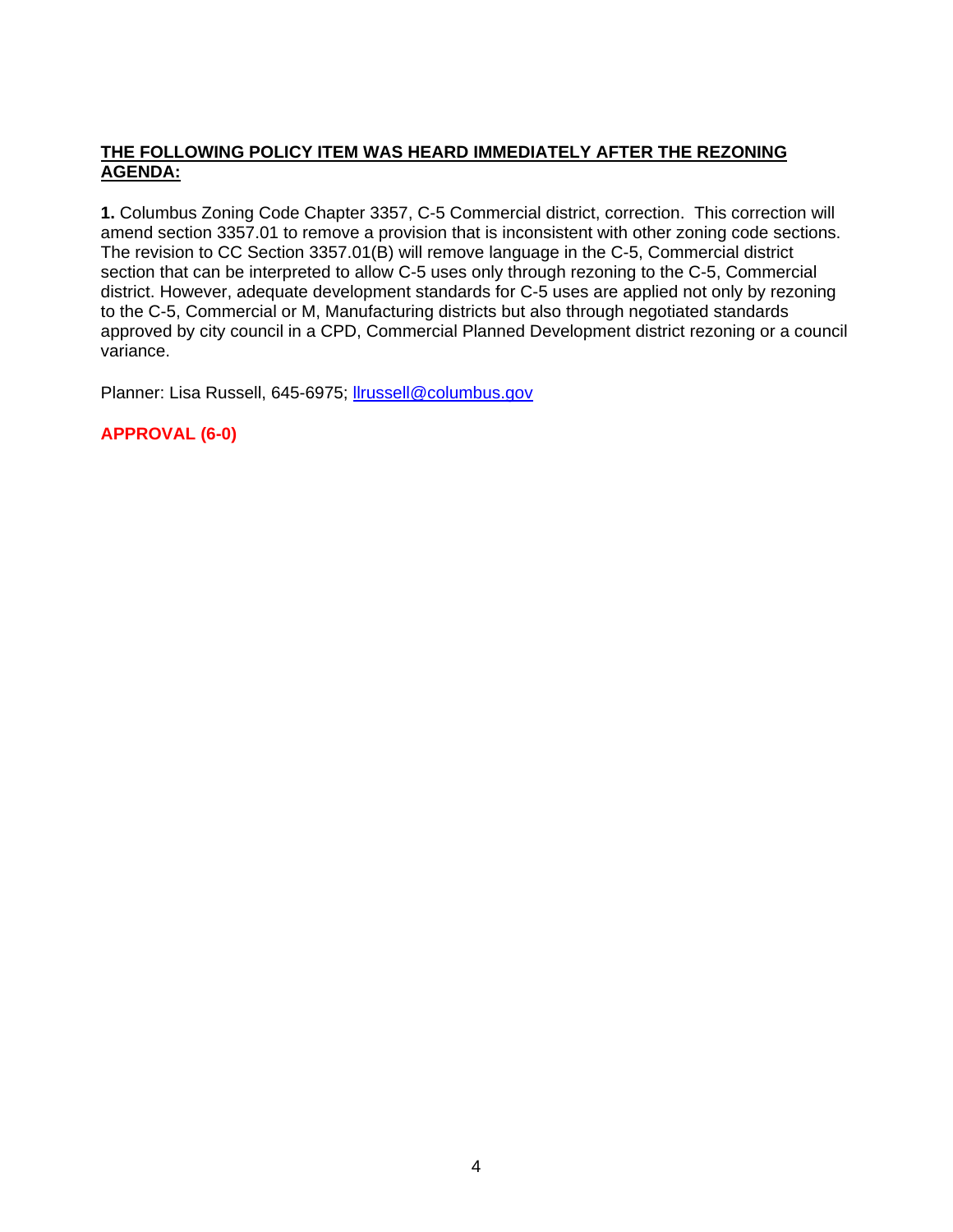**THE FOLLOWING POLICY ITEM WAS HEARD IMMEDIATELY AFTER THE REZONING AGENDA:**

**1.** Columbus Zoning Code Chapter 3357, C-5 Commercial district, correction. This correction will amend section 3357.01 to remove a provision that is inconsistent with other zoning code sections. The revision to CC Section 3357.01(B) will remove language in the C-5, Commercial district section that can be interpreted to allow C-5 uses only through rezoning to the C-5, Commercial district. However, adequate development standards for C-5 uses are applied not only by rezoning to the C-5, Commercial or M, Manufacturing districts but also through negotiated standards approved by city council in a CPD, Commercial Planned Development district rezoning or a council variance.

Planner: Lisa Russell, 645-6975; llrussell@columbus.gov

**APPROVAL (6-0)**